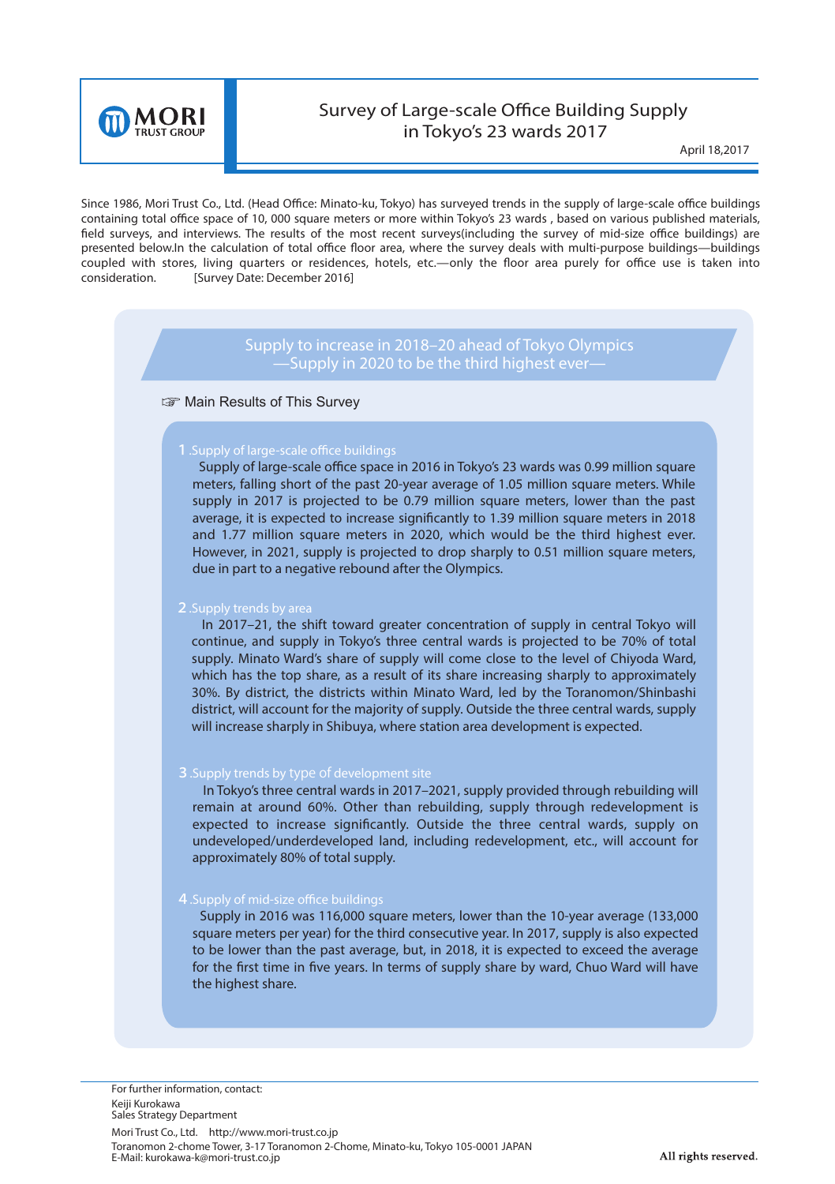MORI TRUST GROUP

# Survey of Large-scale Office Building Supply in Tokyo's 23 wards 2017

April 18,2017

Since 1986, Mori Trust Co., Ltd. (Head Office: Minato-ku, Tokyo) has surveyed trends in the supply of large-scale office buildings containing total office space of 10, 000 square meters or more within Tokyo's 23 wards , based on various published materials, field surveys, and interviews. The results of the most recent surveys(including the survey of mid-size office buildings) are presented below.In the calculation of total office floor area, where the survey deals with multi-purpose buildings—buildings coupled with stores, living quarters or residences, hotels, etc.—only the floor area purely for office use is taken into consideration. [Survey Date: December 2016]

## Supply to increase in 2018–20 ahead of Tokyo Olympics —Supply in 2020 to be the third highest ever—

☞ Main Results of This Survey

### 1 .Supply of large-scale office buildings

Supply of large-scale office space in 2016 in Tokyo's 23 wards was 0.99 million square meters, falling short of the past 20-year average of 1.05 million square meters. While supply in 2017 is projected to be 0.79 million square meters, lower than the past average, it is expected to increase significantly to 1.39 million square meters in 2018 and 1.77 million square meters in 2020, which would be the third highest ever. However, in 2021, supply is projected to drop sharply to 0.51 million square meters, due in part to a negative rebound after the Olympics.

### 2 .Supply trends by area

In 2017–21, the shift toward greater concentration of supply in central Tokyo will continue, and supply in Tokyo's three central wards is projected to be 70% of total supply. Minato Ward's share of supply will come close to the level of Chiyoda Ward, which has the top share, as a result of its share increasing sharply to approximately 30%. By district, the districts within Minato Ward, led by the Toranomon/Shinbashi district, will account for the majority of supply. Outside the three central wards, supply will increase sharply in Shibuya, where station area development is expected.

### 3 .Supply trends by type of development site

In Tokyo's three central wards in 2017–2021, supply provided through rebuilding will remain at around 60%. Other than rebuilding, supply through redevelopment is expected to increase significantly. Outside the three central wards, supply on undeveloped/underdeveloped land, including redevelopment, etc., will account for approximately 80% of total supply.

### 4 .Supply of mid-size office buildings

Supply in 2016 was 116,000 square meters, lower than the 10-year average (133,000 square meters per year) for the third consecutive year. In 2017, supply is also expected to be lower than the past average, but, in 2018, it is expected to exceed the average for the first time in five years. In terms of supply share by ward, Chuo Ward will have the highest share.

For further information, contact:
Keiji Kurokawa
Sales Strategy Department

Mori Trust Co., Ltd. http://www.mori-trust.co.jp
Toranomon 2-chome Tower, 3-17 Toranomon 2-Chome, Minato-ku, Tokyo 105-0001 JAPAN
E-Mail: kurokawa-k@mori-trust.co.jp

All rights reserved.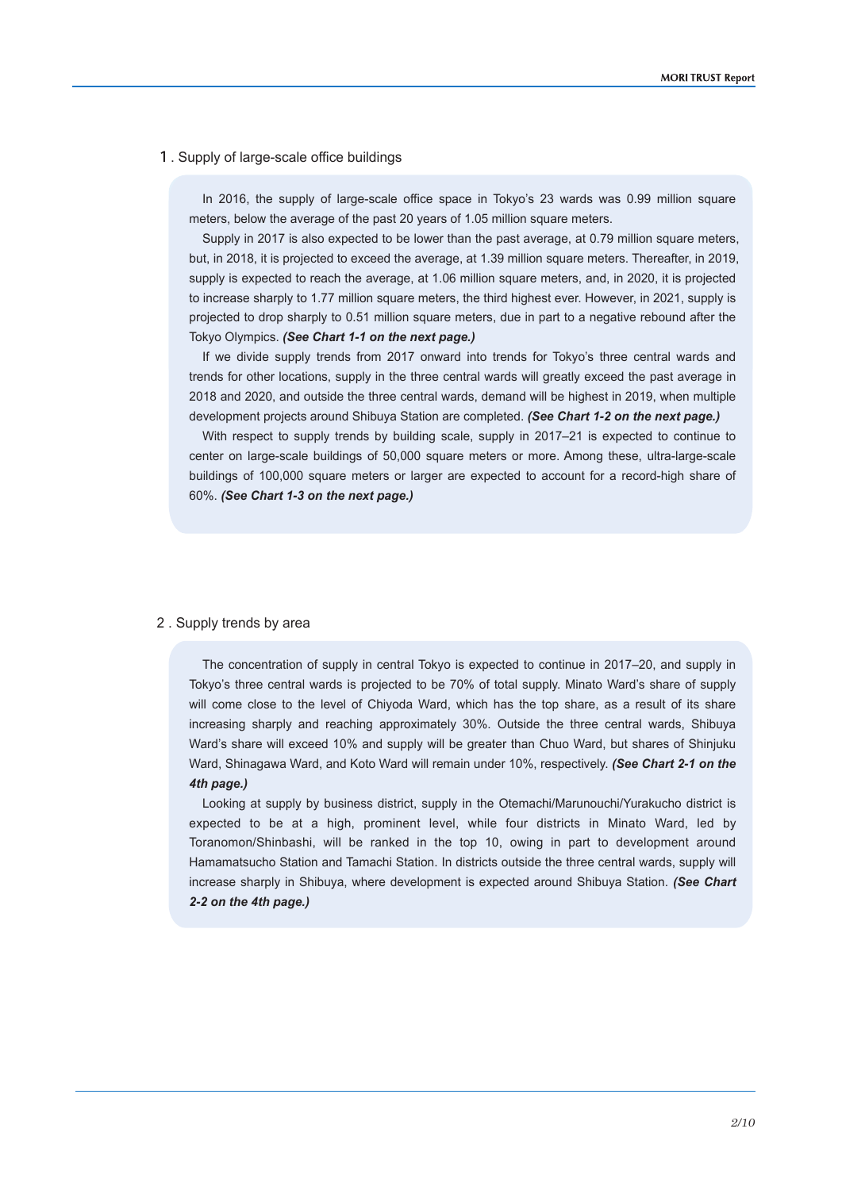## 1. Supply of large-scale office buildings

In 2016, the supply of large-scale office space in Tokyo's 23 wards was 0.99 million square meters, below the average of the past 20 years of 1.05 million square meters.

Supply in 2017 is also expected to be lower than the past average, at 0.79 million square meters, but, in 2018, it is projected to exceed the average, at 1.39 million square meters. Thereafter, in 2019, supply is expected to reach the average, at 1.06 million square meters, and, in 2020, it is projected to increase sharply to 1.77 million square meters, the third highest ever. However, in 2021, supply is projected to drop sharply to 0.51 million square meters, due in part to a negative rebound after the Tokyo Olympics. ***(See Chart 1-1 on the next page.)***

If we divide supply trends from 2017 onward into trends for Tokyo's three central wards and trends for other locations, supply in the three central wards will greatly exceed the past average in 2018 and 2020, and outside the three central wards, demand will be highest in 2019, when multiple development projects around Shibuya Station are completed. ***(See Chart 1-2 on the next page.)***

With respect to supply trends by building scale, supply in 2017–21 is expected to continue to center on large-scale buildings of 50,000 square meters or more. Among these, ultra-large-scale buildings of 100,000 square meters or larger are expected to account for a record-high share of 60%. ***(See Chart 1-3 on the next page.)***

## 2. Supply trends by area

The concentration of supply in central Tokyo is expected to continue in 2017–20, and supply in Tokyo's three central wards is projected to be 70% of total supply. Minato Ward's share of supply will come close to the level of Chiyoda Ward, which has the top share, as a result of its share increasing sharply and reaching approximately 30%. Outside the three central wards, Shibuya Ward's share will exceed 10% and supply will be greater than Chuo Ward, but shares of Shinjuku Ward, Shinagawa Ward, and Koto Ward will remain under 10%, respectively. ***(See Chart 2-1 on the 4th page.)***

Looking at supply by business district, supply in the Otemachi/Marunouchi/Yurakucho district is expected to be at a high, prominent level, while four districts in Minato Ward, led by Toranomon/Shinbashi, will be ranked in the top 10, owing in part to development around Hamamatsucho Station and Tamachi Station. In districts outside the three central wards, supply will increase sharply in Shibuya, where development is expected around Shibuya Station. ***(See Chart 2-2 on the 4th page.)***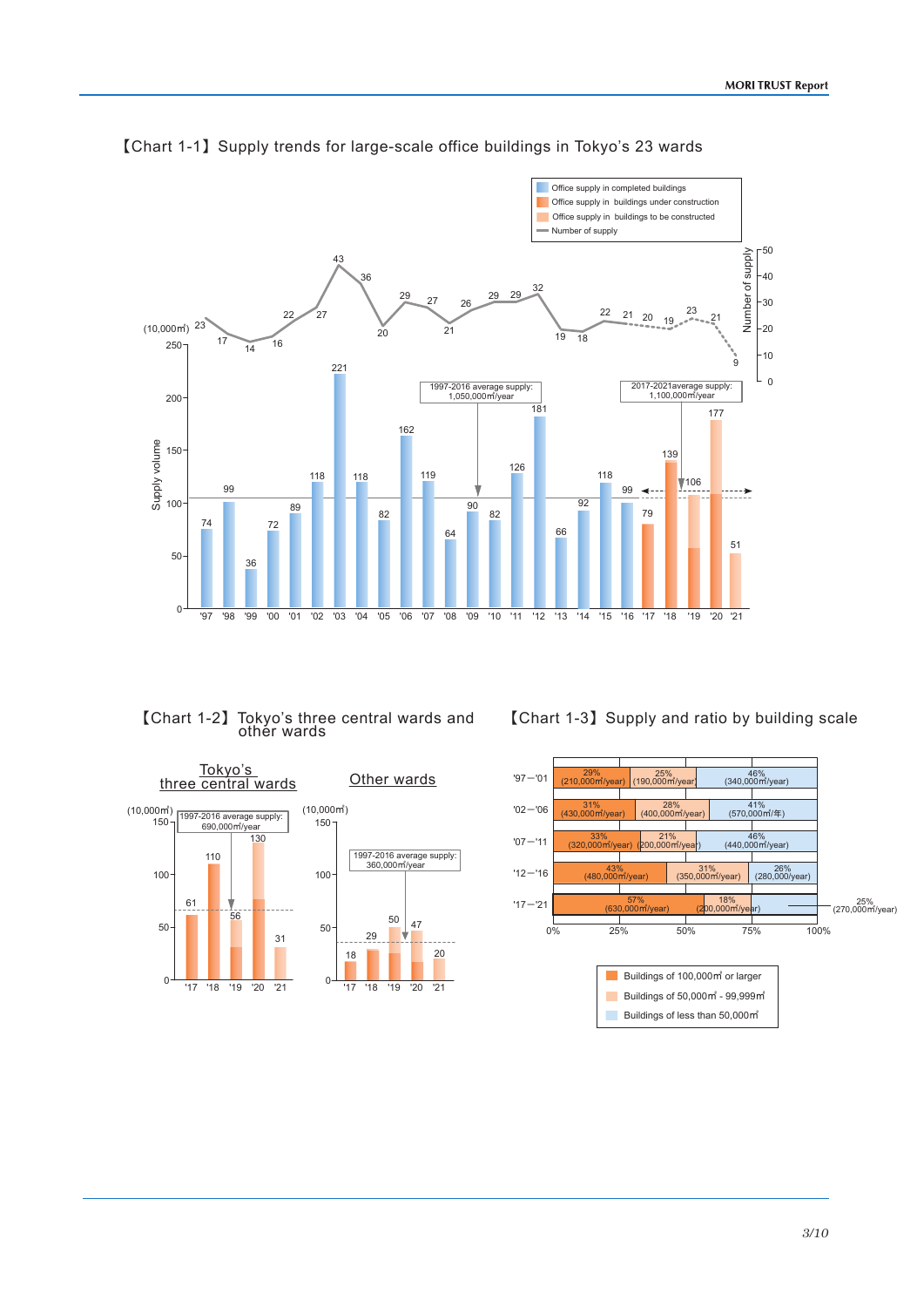【Chart 1-1】Supply trends for large-scale office buildings in Tokyo's 23 wards

Legend: Office supply in completed buildings / Office supply in buildings under construction / Office supply in buildings to be constructed / Number of supply

| Year | Supply volume (10,000㎡) | Number of supply |
|---|---|---|
| '97 | 74 | 23 |
| '98 | 99 | 17 |
| '99 | 36 | 14 |
| '00 | 72 | 16 |
| '01 | 89 | 22 |
| '02 | 118 | 27 |
| '03 | 221 | 43 |
| '04 | 118 | 36 |
| '05 | 82 | 20 |
| '06 | 162 | 29 |
| '07 | 119 | 27 |
| '08 | 64 | 21 |
| '09 | 90 | 26 |
| '10 | 82 | 29 |
| '11 | 126 | 29 |
| '12 | 181 | 32 |
| '13 | 66 | 19 |
| '14 | 92 | 18 |
| '15 | 118 | 22 |
| '16 | 99 | 21 |
| '17 | 79 | 20 |
| '18 | 139 | 19 |
| '19 | 106 | 23 |
| '20 | 177 | 21 |
| '21 | 51 | 9 |

1997-2016 average supply: 1,050,000㎡/year

2017-2021average supply: 1,100,000㎡/year

【Chart 1-2】Tokyo's three central wards and other wards

Tokyo's three central wards (10,000㎡)

1997-2016 average supply: 690,000㎡/year

| Year | Supply |
|---|---|
| '17 | 61 |
| '18 | 110 |
| '19 | 56 |
| '20 | 130 |
| '21 | 31 |

Other wards (10,000㎡)

1997-2016 average supply: 360,000㎡/year

| Year | Supply |
|---|---|
| '17 | 18 |
| '18 | 29 |
| '19 | 50 |
| '20 | 47 |
| '21 | 20 |

【Chart 1-3】Supply and ratio by building scale

| Period | Buildings of 100,000㎡ or larger | Buildings of 50,000㎡ - 99,999㎡ | Buildings of less than 50,000㎡ |
|---|---|---|---|
| '97－'01 | 29% (210,000㎡/year) | 25% (190,000㎡/year) | 46% (340,000㎡/year) |
| '02－'06 | 31% (430,000㎡/year) | 28% (400,000㎡/year) | 41% (570,000㎡/年) |
| '07－'11 | 33% (320,000㎡/year) | 21% (200,000㎡/year) | 46% (440,000㎡/year) |
| '12－'16 | 43% (480,000㎡/year) | 31% (350,000㎡/year) | 26% (280,000㎡/year) |
| '17－'21 | 57% (630,000㎡/year) | 18% (200,000㎡/year) | 25% (270,000㎡/year) |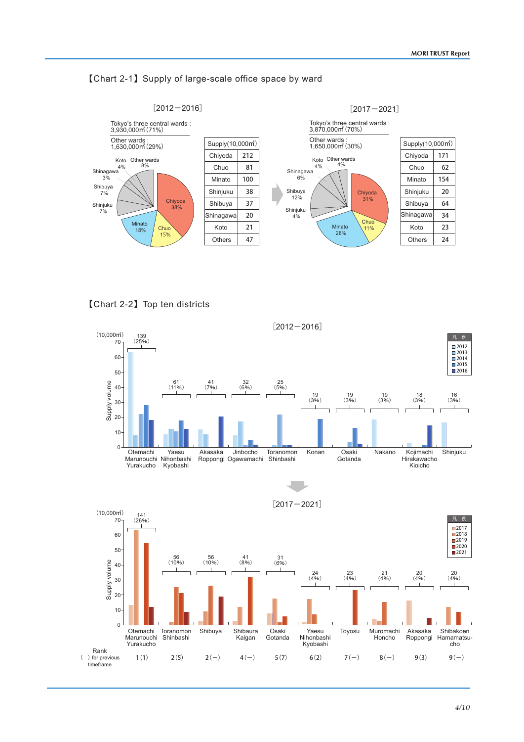【Chart 2-1】Supply of large-scale office space by ward

[2012−2016]

Tokyo's three central wards : 3,930,000㎡ (71%)

Other wards : 1,630,000㎡ (29%)

Chiyoda 38%, Chuo 15%, Minato 18%, Shinjuku 7%, Shibuya 7%, Shinagawa 3%, Koto 4%, Other wards 8%

| Supply(10,000㎡) | |
|---|---|
| Chiyoda | 212 |
| Chuo | 81 |
| Minato | 100 |
| Shinjuku | 38 |
| Shibuya | 37 |
| Shinagawa | 20 |
| Koto | 21 |
| Others | 47 |

[2017−2021]

Tokyo's three central wards : 3,870,000㎡ (70%)

Other wards : 1,650,000㎡ (30%)

Chiyoda 31%, Chuo 11%, Minato 28%, Shinjuku 4%, Shibuya 12%, Shinagawa 6%, Koto 4%, Other wards 4%

| Supply(10,000㎡) | |
|---|---|
| Chiyoda | 171 |
| Chuo | 62 |
| Minato | 154 |
| Shinjuku | 20 |
| Shibuya | 64 |
| Shinagawa | 34 |
| Koto | 23 |
| Others | 24 |

【Chart 2-2】Top ten districts

[2012−2016]

Supply volume (10,000㎡); 凡例: 2012, 2013, 2014, 2015, 2016

| District | Total |
|---|---|
| Otemachi Marunouchi Yurakucho | 139 (25%) |
| Yaesu Nihonbashi Kyobashi | 61 (11%) |
| Akasaka Roppongi | 41 (7%) |
| Jinbocho Ogawamachi | 32 (6%) |
| Toranomon Shinbashi | 25 (5%) |
| Konan | 19 (3%) |
| Osaki Gotanda | 19 (3%) |
| Nakano | 19 (3%) |
| Kojimachi Hirakawacho Kioicho | 18 (3%) |
| Shinjuku | 16 (3%) |

[2017−2021]

Supply volume (10,000㎡); 凡例: 2017, 2018, 2019, 2020, 2021

| District | Total | Rank ( ) for previous timeframe |
|---|---|---|
| Otemachi Marunouchi Yurakucho | 141 (26%) | 1 (1) |
| Toranomon Shinbashi | 56 (10%) | 2 (5) |
| Shibuya | 56 (10%) | 2 (−) |
| Shibaura Kaigan | 41 (8%) | 4 (−) |
| Osaki Gotanda | 31 (6%) | 5 (7) |
| Yaesu Nihonbashi Kyobashi | 24 (4%) | 6 (2) |
| Toyosu | 23 (4%) | 7 (−) |
| Muromachi Honcho | 21 (4%) | 8 (−) |
| Akasaka Roppongi | 20 (4%) | 9 (3) |
| Shibakoen Hamamatsu-cho | 20 (4%) | 9 (−) |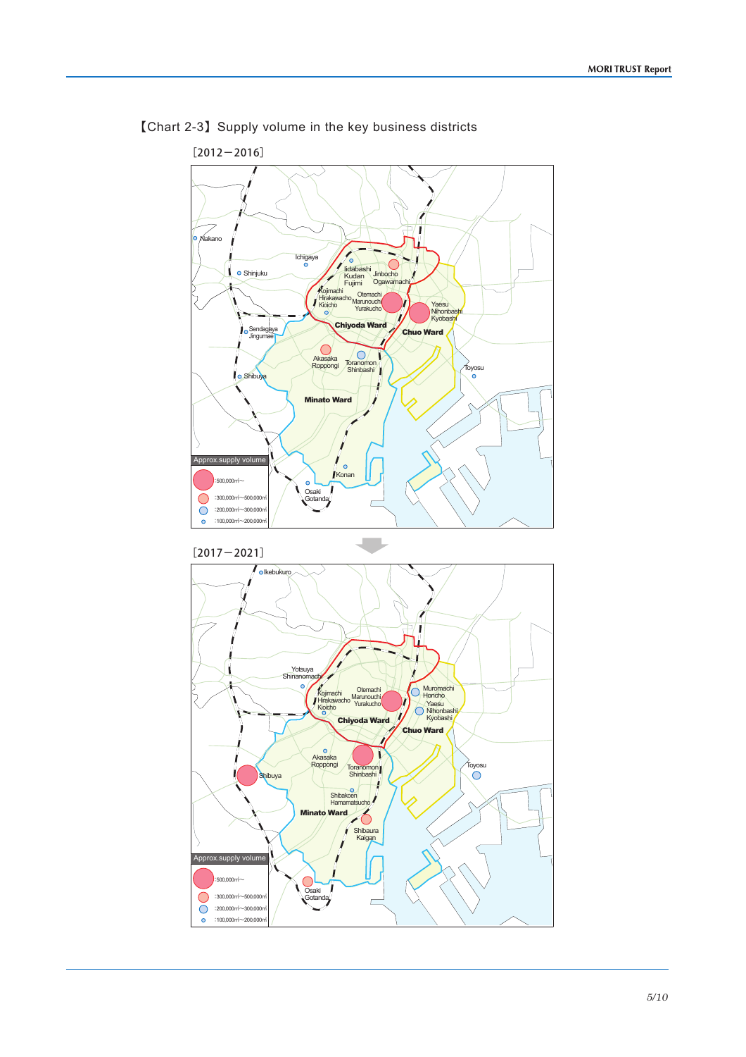【Chart 2-3】Supply volume in the key business districts

[2012－2016]

Approx.supply volume

- :500,000㎡～
- :300,000㎡～500,000㎡
- :200,000㎡～300,000㎡
- :100,000㎡～200,000㎡

Nakano, Shinjuku, Ichigaya, Iidabashi Kudan Fujimi, Jinbocho Ogawamachi, Kojimachi Hirakawacho Kioicho, Otemachi Marunouchi Yurakucho, Yaesu Nihonbashi Kyobashi, Chiyoda Ward, Chuo Ward, Sendagaya Jingumae, Akasaka Roppongi, Toranomon Shinbashi, Toyosu, Shibuya, Minato Ward, Konan, Osaki Gotanda

[2017－2021]

Approx.supply volume

- :500,000㎡～
- :300,000㎡～500,000㎡
- :200,000㎡～300,000㎡
- :100,000㎡～200,000㎡

Ikebukuro, Yotsuya Shinanomachi, Kojimachi Hirakawacho Kioicho, Otemachi Marunouchi Yurakucho, Muromachi Honcho, Yaesu Nihonbashi Kyobashi, Chiyoda Ward, Chuo Ward, Akasaka Roppongi, Toranomon Shinbashi, Toyosu, Shibuya, Shibakoen Hamamatsucho, Minato Ward, Shibaura Kaigan, Osaki Gotanda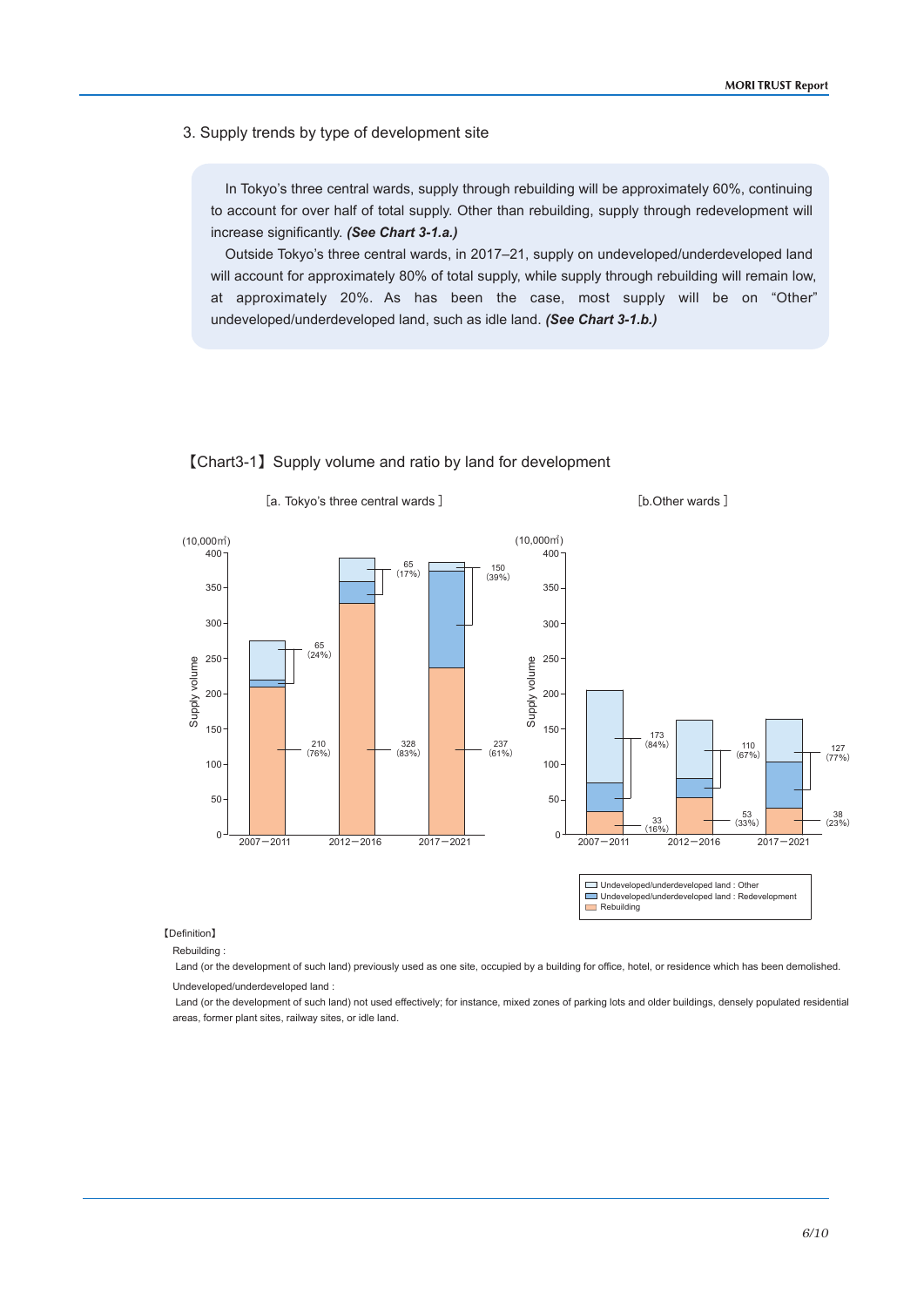## 3. Supply trends by type of development site

In Tokyo's three central wards, supply through rebuilding will be approximately 60%, continuing to account for over half of total supply. Other than rebuilding, supply through redevelopment will increase significantly. ***(See Chart 3-1.a.)***

Outside Tokyo's three central wards, in 2017–21, supply on undeveloped/underdeveloped land will account for approximately 80% of total supply, while supply through rebuilding will remain low, at approximately 20%. As has been the case, most supply will be on "Other" undeveloped/underdeveloped land, such as idle land. ***(See Chart 3-1.b.)***

【Chart3-1】Supply volume and ratio by land for development

［a. Tokyo's three central wards］

(10,000㎡)

| Period | Rebuilding | Undeveloped/underdeveloped land |
| --- | --- | --- |
| 2007－2011 | 210 (76%) | 65 (24%) |
| 2012－2016 | 328 (83%) | 65 (17%) |
| 2017－2021 | 237 (61%) | 150 (39%) |

［b.Other wards］

(10,000㎡)

| Period | Rebuilding | Undeveloped/underdeveloped land |
| --- | --- | --- |
| 2007－2011 | 33 (16%) | 173 (84%) |
| 2012－2016 | 53 (33%) | 110 (67%) |
| 2017－2021 | 38 (23%) | 127 (77%) |

Legend: Undeveloped/underdeveloped land : Other; Undeveloped/underdeveloped land : Redevelopment; Rebuilding

【Definition】

Rebuilding :

Land (or the development of such land) previously used as one site, occupied by a building for office, hotel, or residence which has been demolished.

Undeveloped/underdeveloped land :

Land (or the development of such land) not used effectively; for instance, mixed zones of parking lots and older buildings, densely populated residential areas, former plant sites, railway sites, or idle land.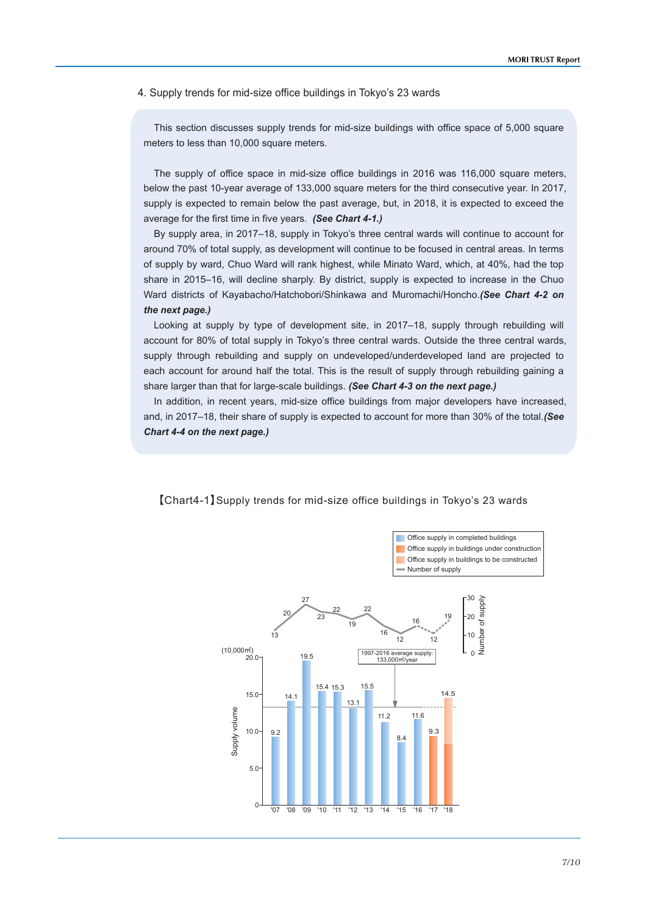4. Supply trends for mid-size office buildings in Tokyo's 23 wards

This section discusses supply trends for mid-size buildings with office space of 5,000 square meters to less than 10,000 square meters.

The supply of office space in mid-size office buildings in 2016 was 116,000 square meters, below the past 10-year average of 133,000 square meters for the third consecutive year. In 2017, supply is expected to remain below the past average, but, in 2018, it is expected to exceed the average for the first time in five years. ***(See Chart 4-1.)***

By supply area, in 2017–18, supply in Tokyo's three central wards will continue to account for around 70% of total supply, as development will continue to be focused in central areas. In terms of supply by ward, Chuo Ward will rank highest, while Minato Ward, which, at 40%, had the top share in 2015–16, will decline sharply. By district, supply is expected to increase in the Chuo Ward districts of Kayabacho/Hatchobori/Shinkawa and Muromachi/Honcho.***(See Chart 4-2 on the next page.)***

Looking at supply by type of development site, in 2017–18, supply through rebuilding will account for 80% of total supply in Tokyo's three central wards. Outside the three central wards, supply through rebuilding and supply on undeveloped/underdeveloped land are projected to each account for around half the total. This is the result of supply through rebuilding gaining a share larger than that for large-scale buildings. ***(See Chart 4-3 on the next page.)***

In addition, in recent years, mid-size office buildings from major developers have increased, and, in 2017–18, their share of supply is expected to account for more than 30% of the total.***(See Chart 4-4 on the next page.)***

【Chart4-1】Supply trends for mid-size office buildings in Tokyo's 23 wards

| Year | Supply volume (10,000㎡) | Number of supply |
|---|---|---|
| '07 | 9.2 | 13 |
| '08 | 14.1 | 20 |
| '09 | 19.5 | 27 |
| '10 | 15.4 | 23 |
| '11 | 15.3 | 22 |
| '12 | 13.1 | 19 |
| '13 | 15.5 | 22 |
| '14 | 11.2 | 16 |
| '15 | 8.4 | 12 |
| '16 | 11.6 | 16 |
| '17 | 9.3 | 12 |
| '18 | 14.5 | 19 |

1997-2016 average supply: 133,000㎡/year

Legend: Office supply in completed buildings; Office supply in buildings under construction; Office supply in buildings to be constructed; Number of supply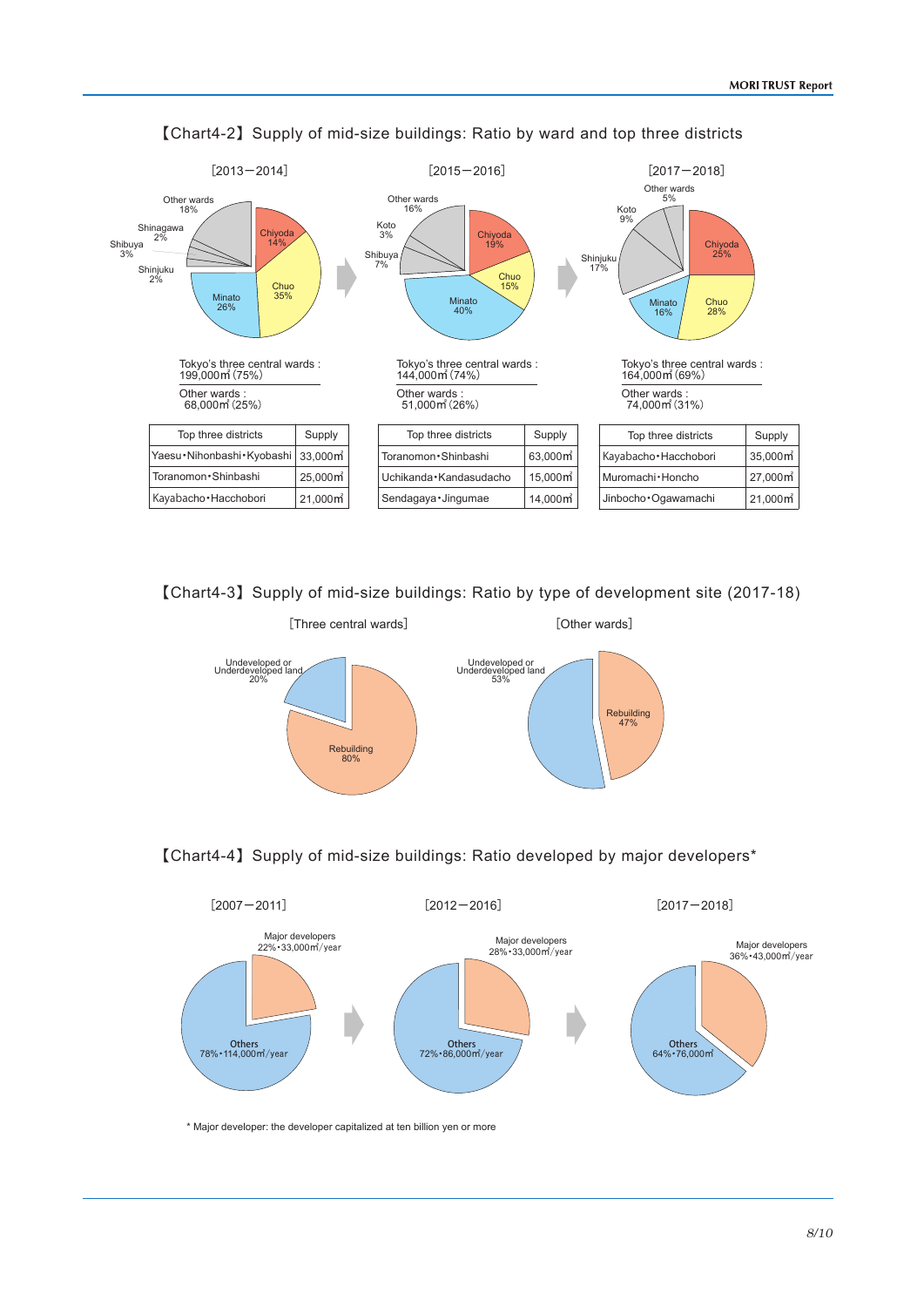## 【Chart4-2】Supply of mid-size buildings: Ratio by ward and top three districts

**[2013−2014]**

Other wards 18%, Shinagawa 2%, Shibuya 3%, Shinjuku 2%, Chiyoda 14%, Chuo 35%, Minato 26%

Tokyo's three central wards : 199,000㎡ (75%)

Other wards : 68,000㎡ (25%)

| Top three districts | Supply |
| --- | --- |
| Yaesu・Nihonbashi・Kyobashi | 33,000㎡ |
| Toranomon・Shinbashi | 25,000㎡ |
| Kayabacho・Hacchobori | 21,000㎡ |

**[2015−2016]**

Other wards 16%, Koto 3%, Shibuya 7%, Chiyoda 19%, Chuo 15%, Minato 40%

Tokyo's three central wards : 144,000㎡ (74%)

Other wards : 51,000㎡ (26%)

| Top three districts | Supply |
| --- | --- |
| Toranomon・Shinbashi | 63,000㎡ |
| Uchikanda・Kandasudacho | 15,000㎡ |
| Sendagaya・Jingumae | 14,000㎡ |

**[2017−2018]**

Other wards 5%, Koto 9%, Shinjuku 17%, Chiyoda 25%, Chuo 28%, Minato 16%

Tokyo's three central wards : 164,000㎡ (69%)

Other wards : 74,000㎡ (31%)

| Top three districts | Supply |
| --- | --- |
| Kayabacho・Hacchobori | 35,000㎡ |
| Muromachi・Honcho | 27,000㎡ |
| Jinbocho・Ogawamachi | 21,000㎡ |

## 【Chart4-3】Supply of mid-size buildings: Ratio by type of development site (2017-18)

**[Three central wards]**

Undeveloped or Underdeveloped land 20%

Rebuilding 80%

**[Other wards]**

Undeveloped or Underdeveloped land 53%

Rebuilding 47%

## 【Chart4-4】Supply of mid-size buildings: Ratio developed by major developers*

**[2007−2011]**

Major developers 22%・33,000㎡/year

Others 78%・114,000㎡/year

**[2012−2016]**

Major developers 28%・33,000㎡/year

Others 72%・86,000㎡/year

**[2017−2018]**

Major developers 36%・43,000㎡/year

Others 64%・76,000㎡

* Major developer: the developer capitalized at ten billion yen or more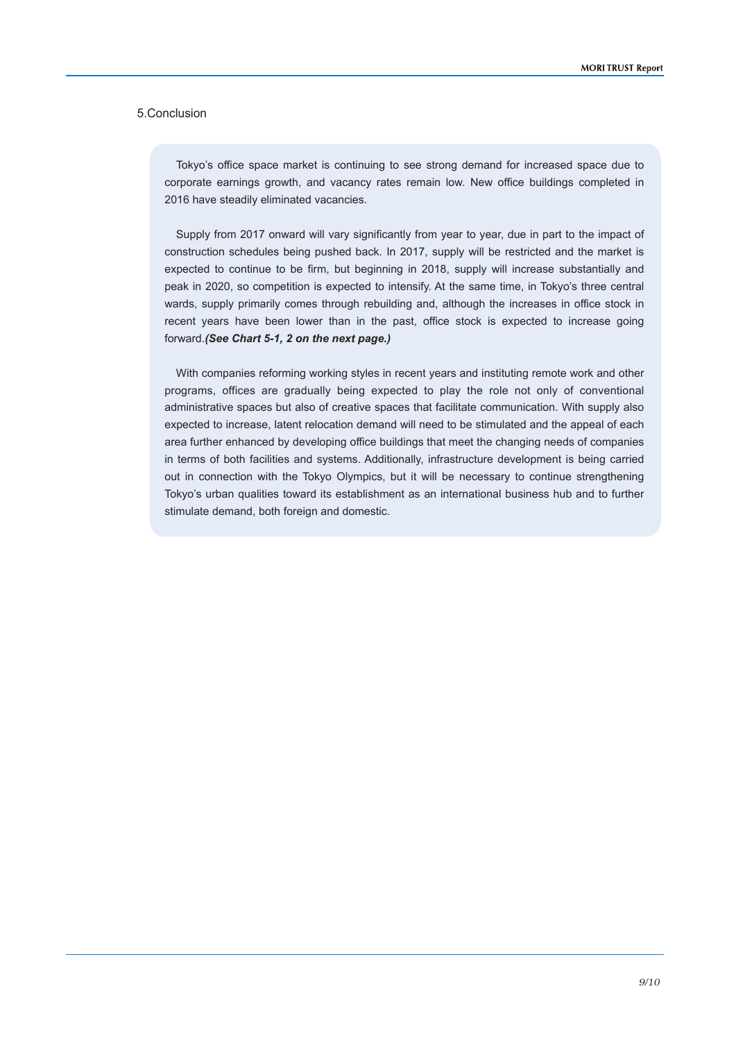## 5.Conclusion

Tokyo's office space market is continuing to see strong demand for increased space due to corporate earnings growth, and vacancy rates remain low. New office buildings completed in 2016 have steadily eliminated vacancies.

Supply from 2017 onward will vary significantly from year to year, due in part to the impact of construction schedules being pushed back. In 2017, supply will be restricted and the market is expected to continue to be firm, but beginning in 2018, supply will increase substantially and peak in 2020, so competition is expected to intensify. At the same time, in Tokyo's three central wards, supply primarily comes through rebuilding and, although the increases in office stock in recent years have been lower than in the past, office stock is expected to increase going forward.***(See Chart 5-1, 2 on the next page.)***

With companies reforming working styles in recent years and instituting remote work and other programs, offices are gradually being expected to play the role not only of conventional administrative spaces but also of creative spaces that facilitate communication. With supply also expected to increase, latent relocation demand will need to be stimulated and the appeal of each area further enhanced by developing office buildings that meet the changing needs of companies in terms of both facilities and systems. Additionally, infrastructure development is being carried out in connection with the Tokyo Olympics, but it will be necessary to continue strengthening Tokyo's urban qualities toward its establishment as an international business hub and to further stimulate demand, both foreign and domestic.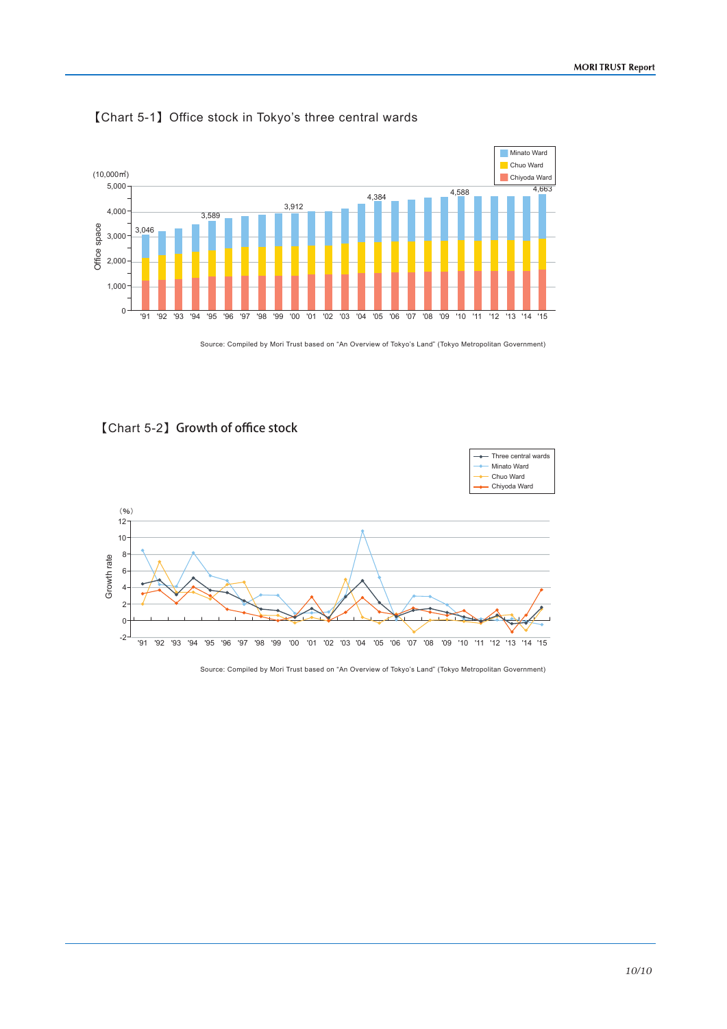【Chart 5-1】Office stock in Tokyo's three central wards

Minato Ward
Chuo Ward
Chiyoda Ward

(10,000㎡)

Office space

5,000
4,000
3,000
2,000
1,000
0

3,046
3,589
3,912
4,384
4,588
4,663

'91 '92 '93 '94 '95 '96 '97 '98 '99 '00 '01 '02 '03 '04 '05 '06 '07 '08 '09 '10 '11 '12 '13 '14 '15

Source: Compiled by Mori Trust based on "An Overview of Tokyo's Land" (Tokyo Metropolitan Government)

【Chart 5-2】Growth of office stock

Three central wards
Minato Ward
Chuo Ward
Chiyoda Ward

(%)

Growth rate

12
10
8
6
4
2
0
-2

'91 '92 '93 '94 '95 '96 '97 '98 '99 '00 '01 '02 '03 '04 '05 '06 '07 '08 '09 '10 '11 '12 '13 '14 '15

Source: Compiled by Mori Trust based on "An Overview of Tokyo's Land" (Tokyo Metropolitan Government)